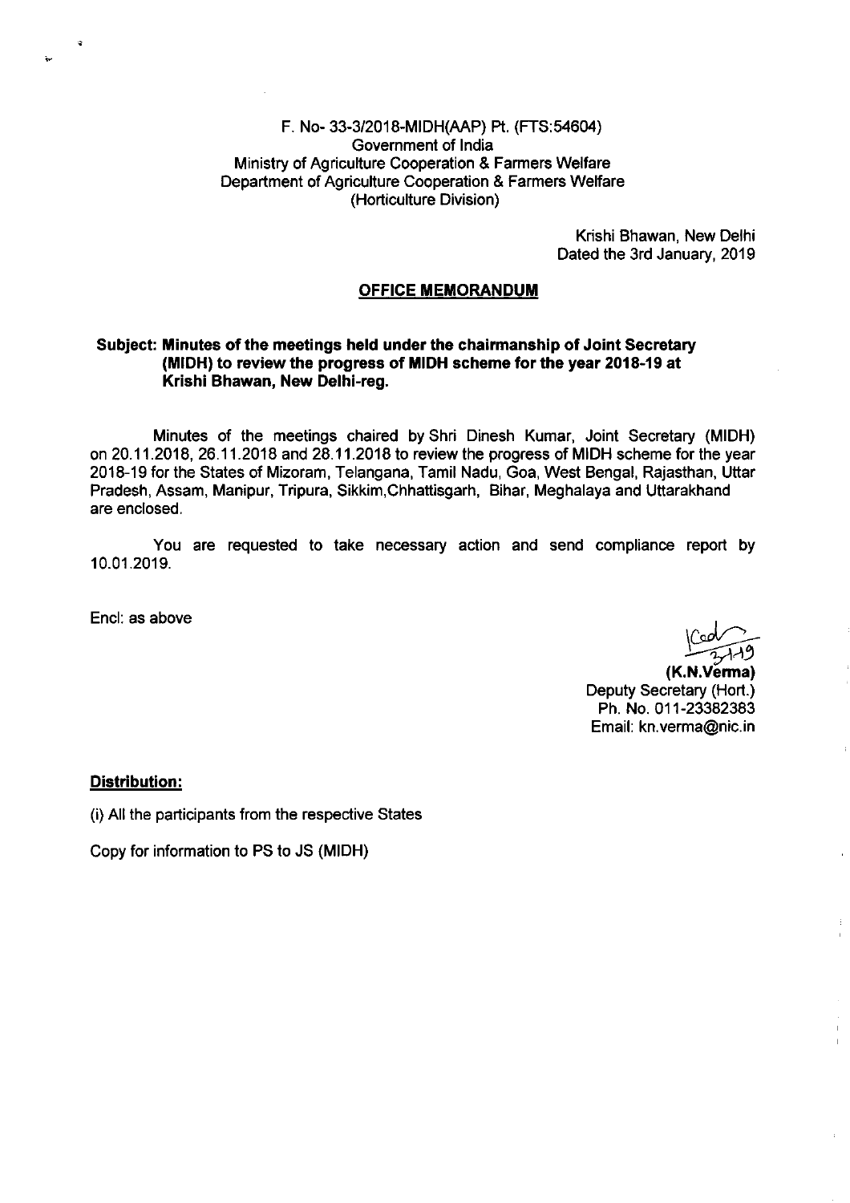F. No- 33-3/2018-MIDH(AAP) Pt. (FTS:54604)
Government of India
Ministry of Agriculture Cooperation & Farmers Welfare
Department of Agriculture Cooperation & Farmers Welfare
(Horticulture Division)

Krishi Bhawan, New Delhi
Dated the 3rd January, 2019

**OFFICE MEMORANDUM**

**Subject: Minutes of the meetings held under the chairmanship of Joint Secretary (MIDH) to review the progress of MIDH scheme for the year 2018-19 at Krishi Bhawan, New Delhi-reg.**

Minutes of the meetings chaired by Shri Dinesh Kumar, Joint Secretary (MIDH) on 20.11.2018, 26.11.2018 and 28.11.2018 to review the progress of MIDH scheme for the year 2018-19 for the States of Mizoram, Telangana, Tamil Nadu, Goa, West Bengal, Rajasthan, Uttar Pradesh, Assam, Manipur, Tripura, Sikkim,Chhattisgarh, Bihar, Meghalaya and Uttarakhand are enclosed.

You are requested to take necessary action and send compliance report by 10.01.2019.

Encl: as above

**(K.N.Verma)**
Deputy Secretary (Hort.)
Ph. No. 011-23382383
Email: kn.verma@nic.in

**Distribution:**

(i) All the participants from the respective States

Copy for information to PS to JS (MIDH)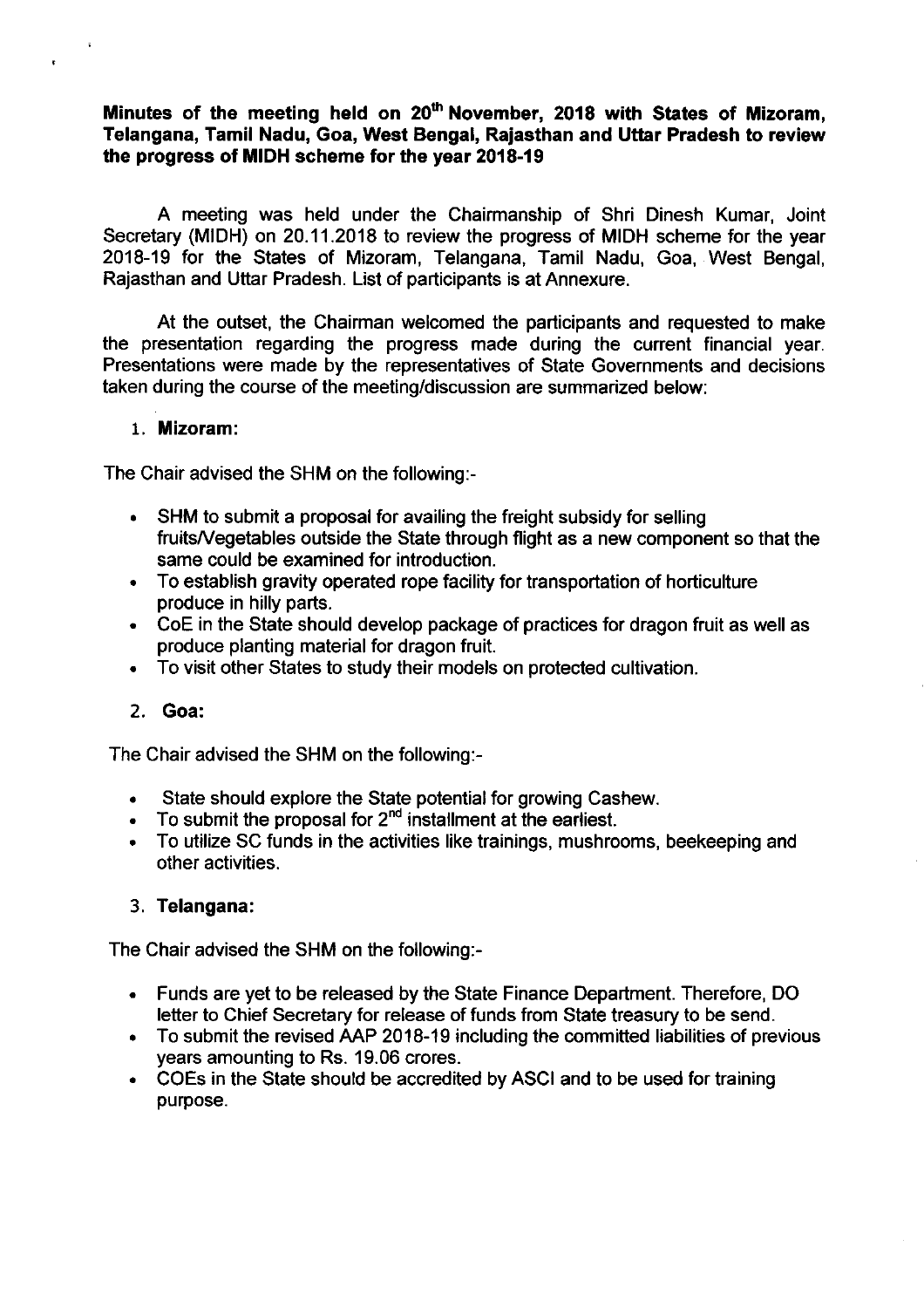**Minutes of the meeting held on 20th November, 2018 with States of Mizoram, Telangana, Tamil Nadu, Goa, West Bengal, Rajasthan and Uttar Pradesh to review the progress of MIDH scheme for the year 2018-19**

A meeting was held under the Chairmanship of Shri Dinesh Kumar, Joint Secretary (MIDH) on 20.11.2018 to review the progress of MIDH scheme for the year 2018-19 for the States of Mizoram, Telangana, Tamil Nadu, Goa, West Bengal, Rajasthan and Uttar Pradesh. List of participants is at Annexure.

At the outset, the Chairman welcomed the participants and requested to make the presentation regarding the progress made during the current financial year. Presentations were made by the representatives of State Governments and decisions taken during the course of the meeting/discussion are summarized below:

1. **Mizoram:**

The Chair advised the SHM on the following:-

- SHM to submit a proposal for availing the freight subsidy for selling fruits/Vegetables outside the State through flight as a new component so that the same could be examined for introduction.
- To establish gravity operated rope facility for transportation of horticulture produce in hilly parts.
- CoE in the State should develop package of practices for dragon fruit as well as produce planting material for dragon fruit.
- To visit other States to study their models on protected cultivation.

2. **Goa:**

The Chair advised the SHM on the following:-

- State should explore the State potential for growing Cashew.
- To submit the proposal for 2nd installment at the earliest.
- To utilize SC funds in the activities like trainings, mushrooms, beekeeping and other activities.

3. **Telangana:**

The Chair advised the SHM on the following:-

- Funds are yet to be released by the State Finance Department. Therefore, DO letter to Chief Secretary for release of funds from State treasury to be send.
- To submit the revised AAP 2018-19 including the committed liabilities of previous years amounting to Rs. 19.06 crores.
- COEs in the State should be accredited by ASCI and to be used for training purpose.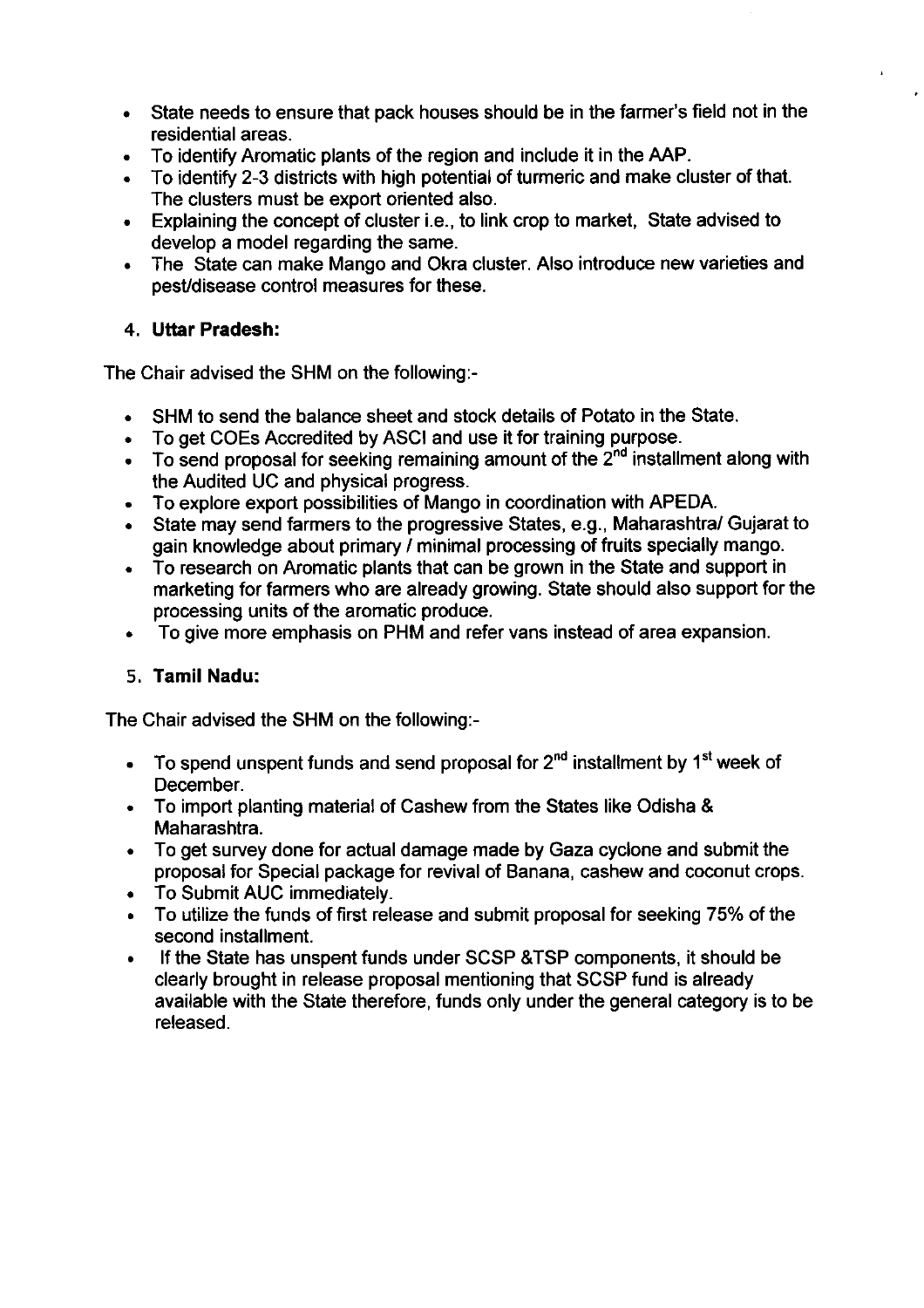- State needs to ensure that pack houses should be in the farmer's field not in the residential areas.
- To identify Aromatic plants of the region and include it in the AAP.
- To identify 2-3 districts with high potential of turmeric and make cluster of that. The clusters must be export oriented also.
- Explaining the concept of cluster i.e., to link crop to market, State advised to develop a model regarding the same.
- The State can make Mango and Okra cluster. Also introduce new varieties and pest/disease control measures for these.

4. **Uttar Pradesh:**

The Chair advised the SHM on the following:-

- SHM to send the balance sheet and stock details of Potato in the State.
- To get COEs Accredited by ASCI and use it for training purpose.
- To send proposal for seeking remaining amount of the 2nd installment along with the Audited UC and physical progress.
- To explore export possibilities of Mango in coordination with APEDA.
- State may send farmers to the progressive States, e.g., Maharashtra/ Gujarat to gain knowledge about primary / minimal processing of fruits specially mango.
- To research on Aromatic plants that can be grown in the State and support in marketing for farmers who are already growing. State should also support for the processing units of the aromatic produce.
- To give more emphasis on PHM and refer vans instead of area expansion.

5. **Tamil Nadu:**

The Chair advised the SHM on the following:-

- To spend unspent funds and send proposal for 2nd installment by 1st week of December.
- To import planting material of Cashew from the States like Odisha & Maharashtra.
- To get survey done for actual damage made by Gaza cyclone and submit the proposal for Special package for revival of Banana, cashew and coconut crops.
- To Submit AUC immediately.
- To utilize the funds of first release and submit proposal for seeking 75% of the second installment.
- If the State has unspent funds under SCSP &TSP components, it should be clearly brought in release proposal mentioning that SCSP fund is already available with the State therefore, funds only under the general category is to be released.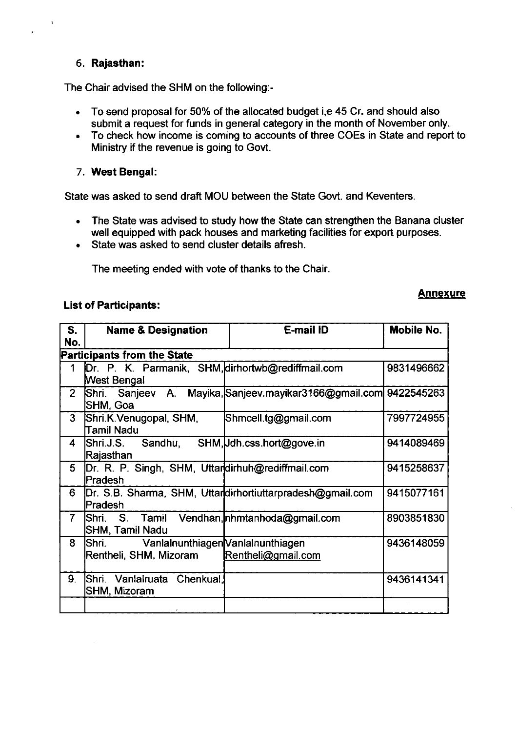6. **Rajasthan:**

The Chair advised the SHM on the following:-

- To send proposal for 50% of the allocated budget i,e 45 Cr. and should also submit a request for funds in general category in the month of November only.
- To check how income is coming to accounts of three COEs in State and report to Ministry if the revenue is going to Govt.

7. **West Bengal:**

State was asked to send draft MOU between the State Govt. and Keventers.

- The State was advised to study how the State can strengthen the Banana cluster well equipped with pack houses and marketing facilities for export purposes.
- State was asked to send cluster details afresh.

The meeting ended with vote of thanks to the Chair.

**Annexure**

**List of Participants:**

| S. No. | Name & Designation | E-mail ID | Mobile No. |
|---|---|---|---|
| **Participants from the State** | | | |
| 1 | Dr. P. K. Parmanik, SHM, West Bengal | dirhortwb@rediffmail.com | 9831496662 |
| 2 | Shri. Sanjeev A. Mayika, SHM, Goa | Sanjeev.mayikar3166@gmail.com | 9422545263 |
| 3 | Shri.K.Venugopal, SHM, Tamil Nadu | Shmcell.tg@gmail.com | 7997724955 |
| 4 | Shri.J.S. Sandhu, SHM, Rajasthan | Jdh.css.hort@gove.in | 9414089469 |
| 5 | Dr. R. P. Singh, SHM, Uttar Pradesh | dirhuh@rediffmail.com | 9415258637 |
| 6 | Dr. S.B. Sharma, SHM, Uttar Pradesh | dirhortiuttarpradesh@gmail.com | 9415077161 |
| 7 | Shri. S. Tamil Vendhan, SHM, Tamil Nadu | nhmtanhoda@gmail.com | 8903851830 |
| 8 | Shri. Vanlalnunthiagen Rentheli, SHM, Mizoram | Vanlalnunthiagen Rentheli@gmail.com | 9436148059 |
| 9. | Shri. Vanlalruata Chenkual, SHM, Mizoram | | 9436141341 |
| | | | |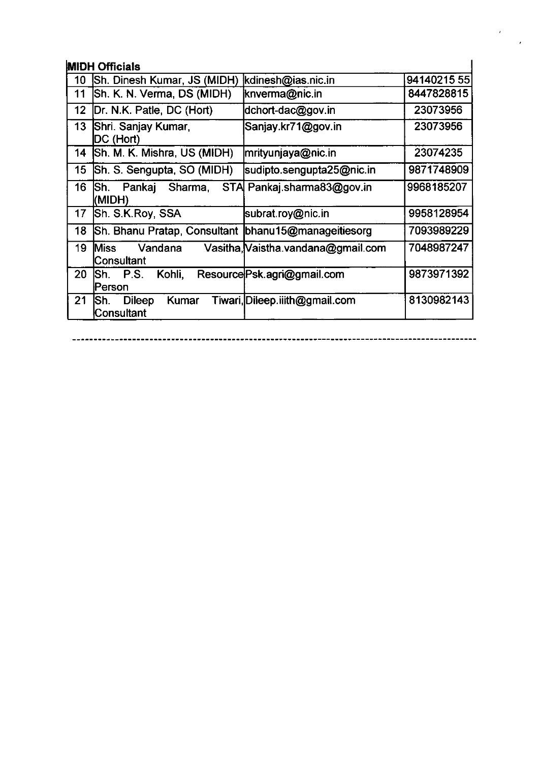| MIDH Officials | | | |
|---|---|---|---|
| 10 | Sh. Dinesh Kumar, JS (MIDH) | kdinesh@ias.nic.in | 94140215 55 |
| 11 | Sh. K. N. Verma, DS (MIDH) | knverma@nic.in | 8447828815 |
| 12 | Dr. N.K. Patle, DC (Hort) | dchort-dac@gov.in | 23073956 |
| 13 | Shri. Sanjay Kumar, DC (Hort) | Sanjay.kr71@gov.in | 23073956 |
| 14 | Sh. M. K. Mishra, US (MIDH) | mrityunjaya@nic.in | 23074235 |
| 15 | Sh. S. Sengupta, SO (MIDH) | sudipto.sengupta25@nic.in | 9871748909 |
| 16 | Sh. Pankaj Sharma, STA (MIDH) | Pankaj.sharma83@gov.in | 9968185207 |
| 17 | Sh. S.K.Roy, SSA | subrat.roy@nic.in | 9958128954 |
| 18 | Sh. Bhanu Pratap, Consultant | bhanu15@manageitiesorg | 7093989229 |
| 19 | Miss Vandana Vasitha, Consultant | Vaistha.vandana@gmail.com | 7048987247 |
| 20 | Sh. P.S. Kohli, Resource Person | Psk.agri@gmail.com | 9873971392 |
| 21 | Sh. Dileep Kumar Tiwari, Consultant | Dileep.iiith@gmail.com | 8130982143 |

---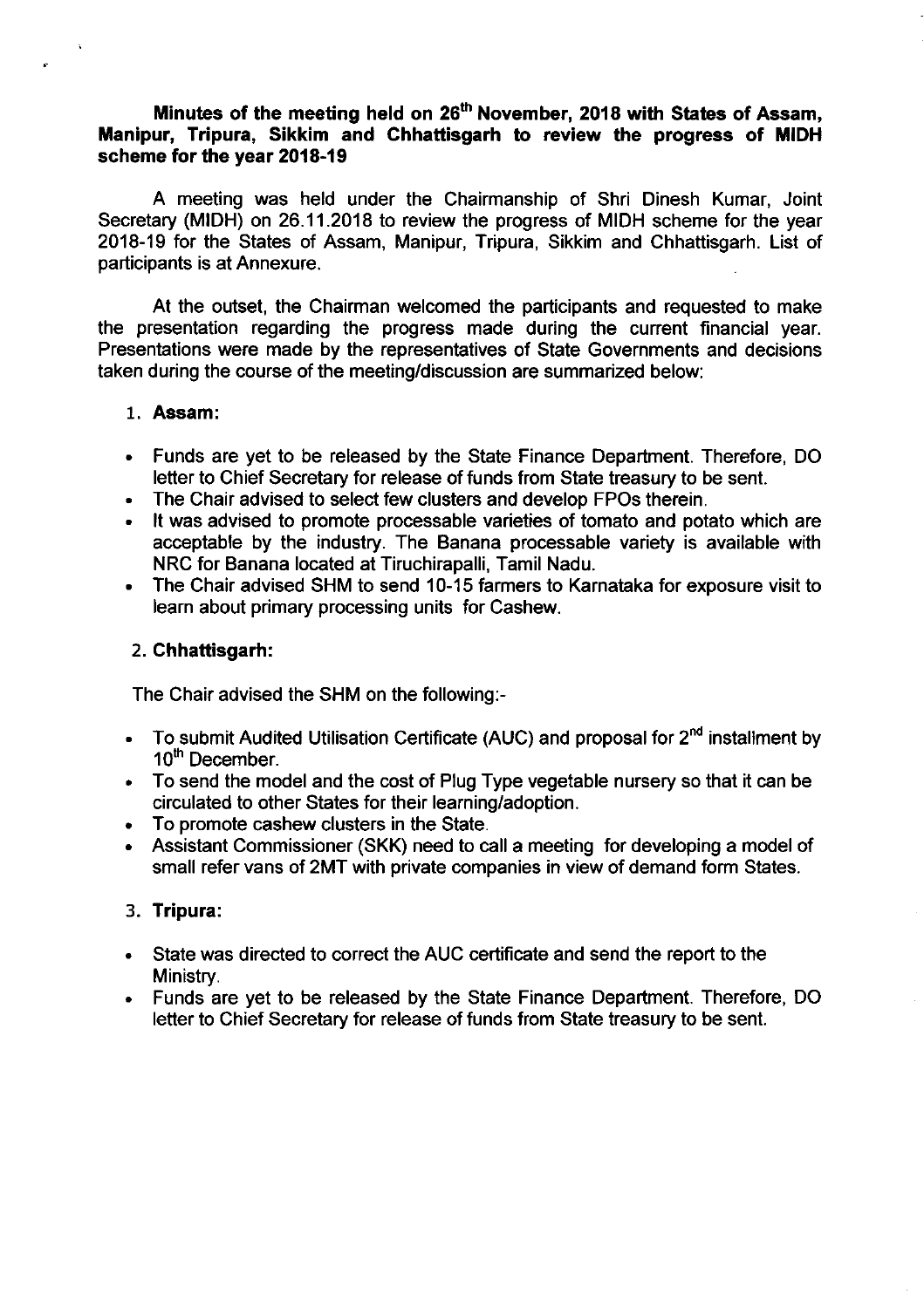**Minutes of the meeting held on 26th November, 2018 with States of Assam, Manipur, Tripura, Sikkim and Chhattisgarh to review the progress of MIDH scheme for the year 2018-19**

A meeting was held under the Chairmanship of Shri Dinesh Kumar, Joint Secretary (MIDH) on 26.11.2018 to review the progress of MIDH scheme for the year 2018-19 for the States of Assam, Manipur, Tripura, Sikkim and Chhattisgarh. List of participants is at Annexure.

At the outset, the Chairman welcomed the participants and requested to make the presentation regarding the progress made during the current financial year. Presentations were made by the representatives of State Governments and decisions taken during the course of the meeting/discussion are summarized below:

1. **Assam:**

- Funds are yet to be released by the State Finance Department. Therefore, DO letter to Chief Secretary for release of funds from State treasury to be sent.
- The Chair advised to select few clusters and develop FPOs therein.
- It was advised to promote processable varieties of tomato and potato which are acceptable by the industry. The Banana processable variety is available with NRC for Banana located at Tiruchirapalli, Tamil Nadu.
- The Chair advised SHM to send 10-15 farmers to Karnataka for exposure visit to learn about primary processing units for Cashew.

2. **Chhattisgarh:**

The Chair advised the SHM on the following:-

- To submit Audited Utilisation Certificate (AUC) and proposal for 2nd installment by 10th December.
- To send the model and the cost of Plug Type vegetable nursery so that it can be circulated to other States for their learning/adoption.
- To promote cashew clusters in the State.
- Assistant Commissioner (SKK) need to call a meeting for developing a model of small refer vans of 2MT with private companies in view of demand form States.

3. **Tripura:**

- State was directed to correct the AUC certificate and send the report to the Ministry.
- Funds are yet to be released by the State Finance Department. Therefore, DO letter to Chief Secretary for release of funds from State treasury to be sent.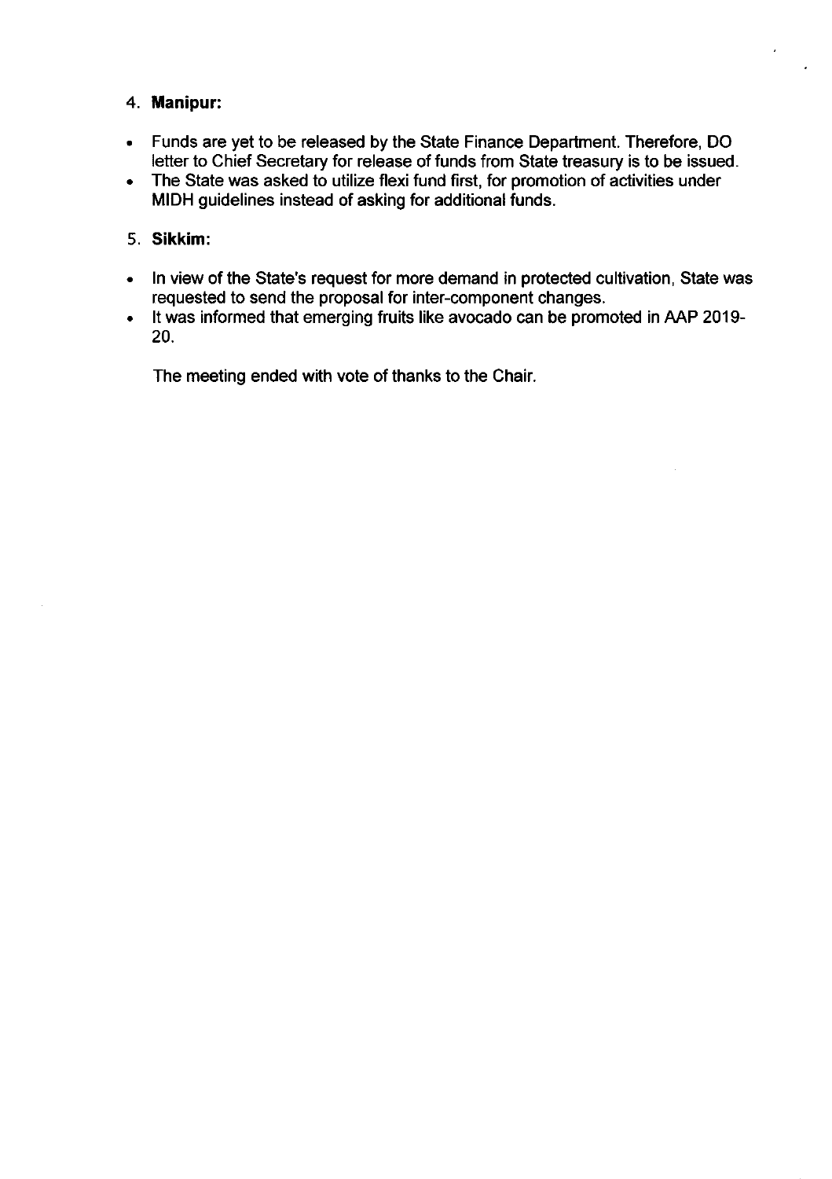4. **Manipur:**

- Funds are yet to be released by the State Finance Department. Therefore, DO letter to Chief Secretary for release of funds from State treasury is to be issued.
- The State was asked to utilize flexi fund first, for promotion of activities under MIDH guidelines instead of asking for additional funds.

5. **Sikkim:**

- In view of the State's request for more demand in protected cultivation, State was requested to send the proposal for inter-component changes.
- It was informed that emerging fruits like avocado can be promoted in AAP 2019-20.

The meeting ended with vote of thanks to the Chair.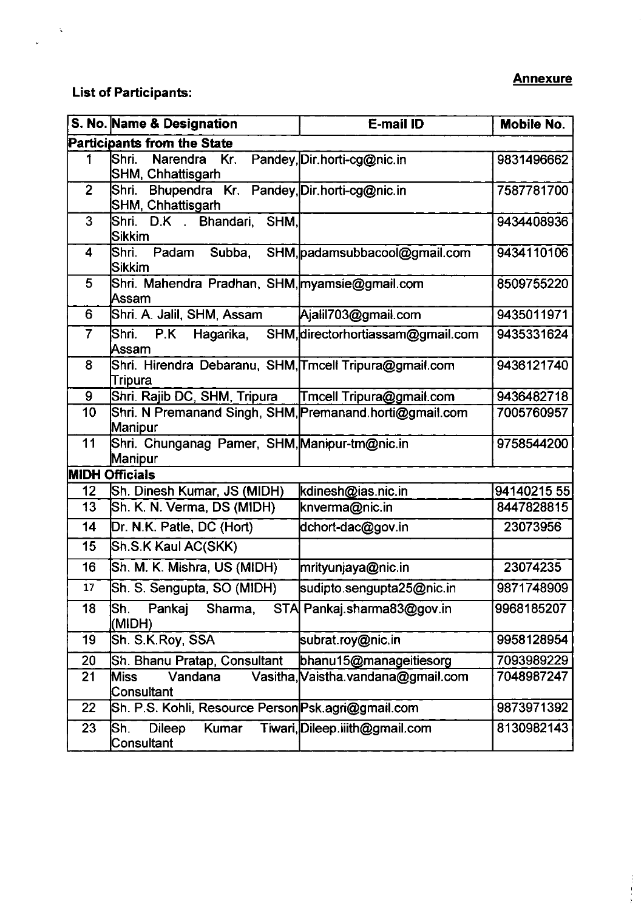**Annexure**

**List of Participants:**

| S. No. | Name & Designation | E-mail ID | Mobile No. |
|---|---|---|---|
| **Participants from the State** | | | |
| 1 | Shri. Narendra Kr. Pandey, SHM, Chhattisgarh | Dir.horti-cg@nic.in | 9831496662 |
| 2 | Shri. Bhupendra Kr. Pandey, SHM, Chhattisgarh | Dir.horti-cg@nic.in | 7587781700 |
| 3 | Shri. D.K . Bhandari, SHM, Sikkim | | 9434408936 |
| 4 | Shri. Padam Subba, SHM, Sikkim | padamsubbacool@gmail.com | 9434110106 |
| 5 | Shri. Mahendra Pradhan, SHM, Assam | myamsie@gmail.com | 8509755220 |
| 6 | Shri. A. Jalil, SHM, Assam | Ajalil703@gmail.com | 9435011971 |
| 7 | Shri. P.K Hagarika, SHM, Assam | directorhortiassam@gmail.com | 9435331624 |
| 8 | Shri. Hirendra Debaranu, SHM, Tripura | Tmcell Tripura@gmail.com | 9436121740 |
| 9 | Shri. Rajib DC, SHM, Tripura | Tmcell Tripura@gmail.com | 9436482718 |
| 10 | Shri. N Premanand Singh, SHM, Manipur | Premanand.horti@gmail.com | 7005760957 |
| 11 | Shri. Chunganag Pamer, SHM, Manipur | Manipur-tm@nic.in | 9758544200 |
| **MIDH Officials** | | | |
| 12 | Sh. Dinesh Kumar, JS (MIDH) | kdinesh@ias.nic.in | 94140215 55 |
| 13 | Sh. K. N. Verma, DS (MIDH) | knverma@nic.in | 8447828815 |
| 14 | Dr. N.K. Patle, DC (Hort) | dchort-dac@gov.in | 23073956 |
| 15 | Sh.S.K Kaul AC(SKK) | | |
| 16 | Sh. M. K. Mishra, US (MIDH) | mrityunjaya@nic.in | 23074235 |
| 17 | Sh. S. Sengupta, SO (MIDH) | sudipto.sengupta25@nic.in | 9871748909 |
| 18 | Sh. Pankaj Sharma, STA (MIDH) | Pankaj.sharma83@gov.in | 9968185207 |
| 19 | Sh. S.K.Roy, SSA | subrat.roy@nic.in | 9958128954 |
| 20 | Sh. Bhanu Pratap, Consultant | bhanu15@manageitiesorg | 7093989229 |
| 21 | Miss Vandana Vasitha, Consultant | Vaistha.vandana@gmail.com | 7048987247 |
| 22 | Sh. P.S. Kohli, Resource Person | Psk.agri@gmail.com | 9873971392 |
| 23 | Sh. Dileep Kumar Tiwari, Consultant | Dileep.iiith@gmail.com | 8130982143 |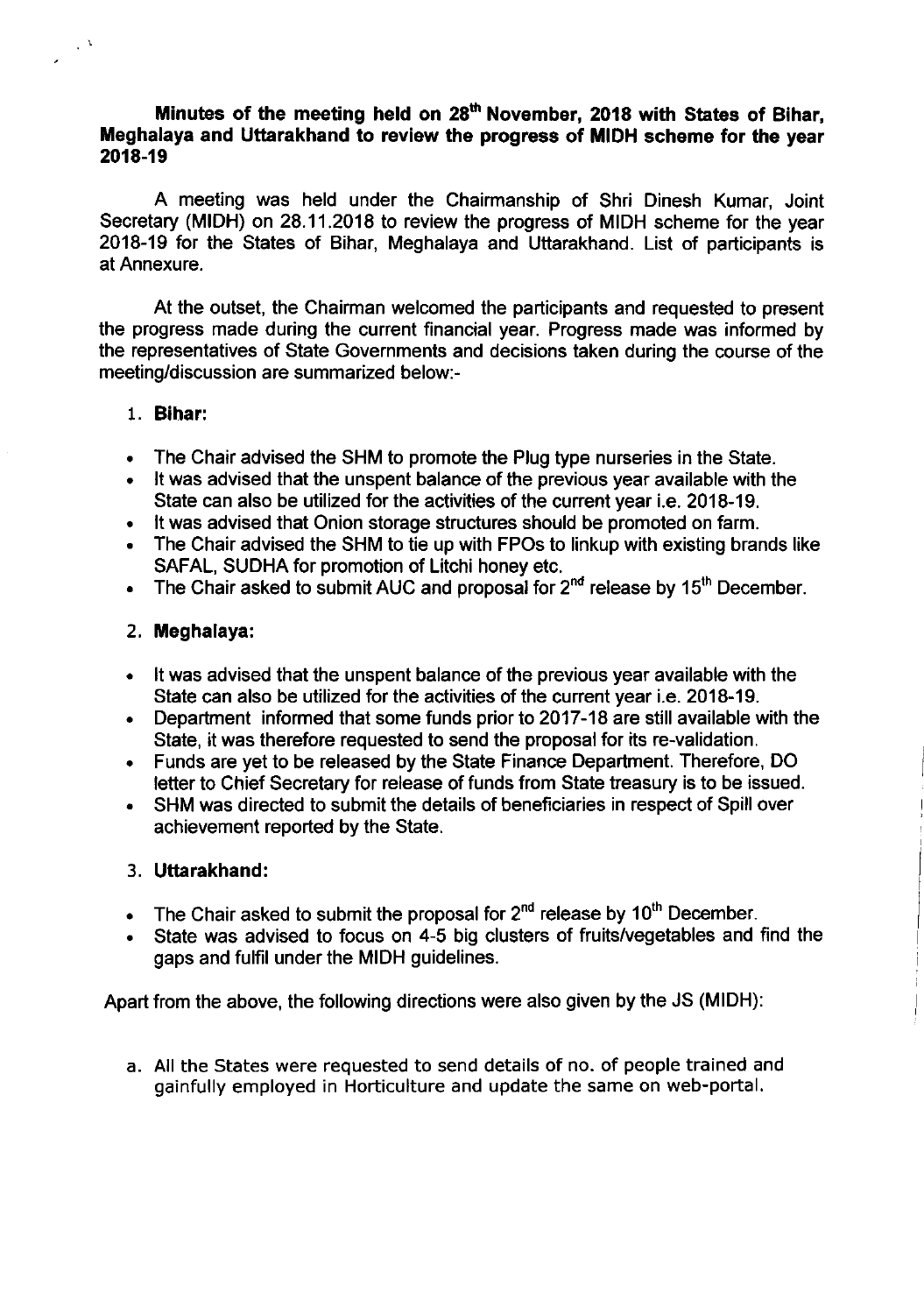**Minutes of the meeting held on 28th November, 2018 with States of Bihar, Meghalaya and Uttarakhand to review the progress of MIDH scheme for the year 2018-19**

A meeting was held under the Chairmanship of Shri Dinesh Kumar, Joint Secretary (MIDH) on 28.11.2018 to review the progress of MIDH scheme for the year 2018-19 for the States of Bihar, Meghalaya and Uttarakhand. List of participants is at Annexure.

At the outset, the Chairman welcomed the participants and requested to present the progress made during the current financial year. Progress made was informed by the representatives of State Governments and decisions taken during the course of the meeting/discussion are summarized below:-

1. **Bihar:**

- The Chair advised the SHM to promote the Plug type nurseries in the State.
- It was advised that the unspent balance of the previous year available with the State can also be utilized for the activities of the current year i.e. 2018-19.
- It was advised that Onion storage structures should be promoted on farm.
- The Chair advised the SHM to tie up with FPOs to linkup with existing brands like SAFAL, SUDHA for promotion of Litchi honey etc.
- The Chair asked to submit AUC and proposal for 2nd release by 15th December.

2. **Meghalaya:**

- It was advised that the unspent balance of the previous year available with the State can also be utilized for the activities of the current year i.e. 2018-19.
- Department informed that some funds prior to 2017-18 are still available with the State, it was therefore requested to send the proposal for its re-validation.
- Funds are yet to be released by the State Finance Department. Therefore, DO letter to Chief Secretary for release of funds from State treasury is to be issued.
- SHM was directed to submit the details of beneficiaries in respect of Spill over achievement reported by the State.

3. **Uttarakhand:**

- The Chair asked to submit the proposal for 2nd release by 10th December.
- State was advised to focus on 4-5 big clusters of fruits/vegetables and find the gaps and fulfil under the MIDH guidelines.

Apart from the above, the following directions were also given by the JS (MIDH):

a. All the States were requested to send details of no. of people trained and gainfully employed in Horticulture and update the same on web-portal.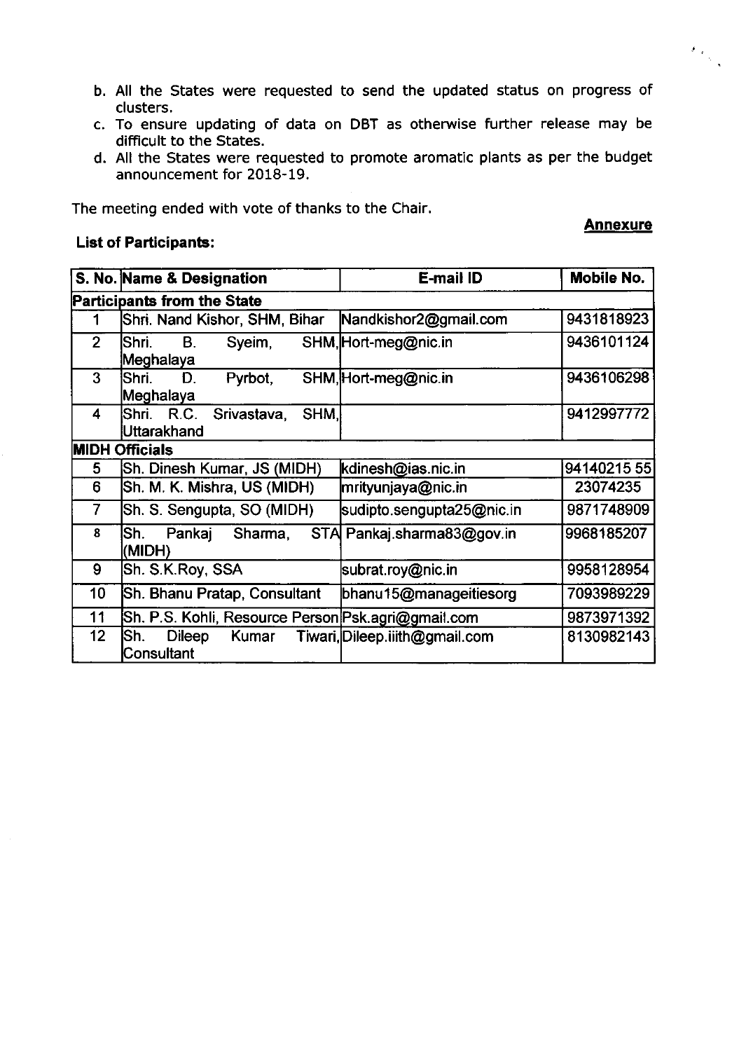b. All the States were requested to send the updated status on progress of clusters.
c. To ensure updating of data on DBT as otherwise further release may be difficult to the States.
d. All the States were requested to promote aromatic plants as per the budget announcement for 2018-19.

The meeting ended with vote of thanks to the Chair.

**Annexure**

**List of Participants:**

| S. No. | Name & Designation | E-mail ID | Mobile No. |
|---|---|---|---|
| **Participants from the State** | | | |
| 1 | Shri. Nand Kishor, SHM, Bihar | Nandkishor2@gmail.com | 9431818923 |
| 2 | Shri. B. Syeim, SHM, Meghalaya | Hort-meg@nic.in | 9436101124 |
| 3 | Shri. D. Pyrbot, SHM, Meghalaya | Hort-meg@nic.in | 9436106298 |
| 4 | Shri. R.C. Srivastava, SHM, Uttarakhand | | 9412997772 |
| **MIDH Officials** | | | |
| 5 | Sh. Dinesh Kumar, JS (MIDH) | kdinesh@ias.nic.in | 94140215 55 |
| 6 | Sh. M. K. Mishra, US (MIDH) | mrityunjaya@nic.in | 23074235 |
| 7 | Sh. S. Sengupta, SO (MIDH) | sudipto.sengupta25@nic.in | 9871748909 |
| 8 | Sh. Pankaj Sharma, STA (MIDH) | Pankaj.sharma83@gov.in | 9968185207 |
| 9 | Sh. S.K.Roy, SSA | subrat.roy@nic.in | 9958128954 |
| 10 | Sh. Bhanu Pratap, Consultant | bhanu15@manageitiesorg | 7093989229 |
| 11 | Sh. P.S. Kohli, Resource Person | Psk.agri@gmail.com | 9873971392 |
| 12 | Sh. Dileep Kumar Tiwari, Consultant | Dileep.iiith@gmail.com | 8130982143 |